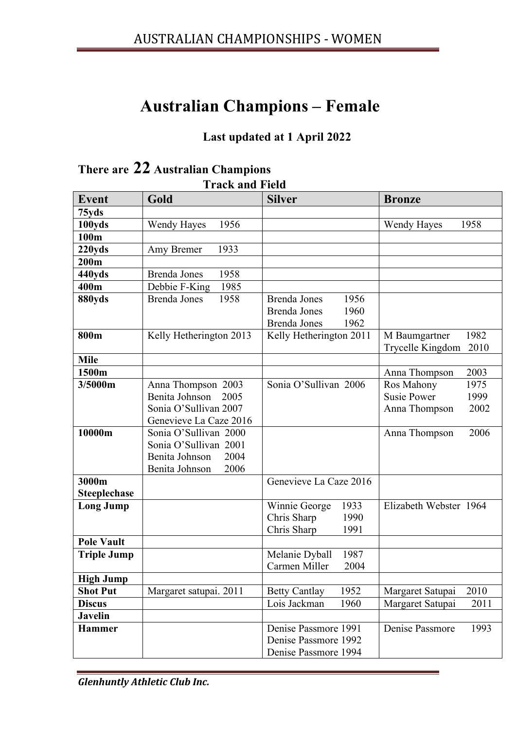# Australian Champions – Female

**Last updated at 1 April 2022**

## There are 22 Australian Champions

**Track and Field**

| Event | Gold | Silver | Bronze |
|---|---|---|---|
| 75yds | | | |
| 100yds | Wendy Hayes 1956 | | Wendy Hayes 1958 |
| 100m | | | |
| 220yds | Amy Bremer 1933 | | |
| 200m | | | |
| 440yds | Brenda Jones 1958 | | |
| 400m | Debbie F-King 1985 | | |
| 880yds | Brenda Jones 1958 | Brenda Jones 1956<br>Brenda Jones 1960<br>Brenda Jones 1962 | |
| 800m | Kelly Hetherington 2013 | Kelly Hetherington 2011 | M Baumgartner 1982<br>Trycelle Kingdom 2010 |
| Mile | | | |
| 1500m | | | Anna Thompson 2003 |
| 3/5000m | Anna Thompson 2003<br>Benita Johnson 2005<br>Sonia O'Sullivan 2007<br>Genevieve La Caze 2016 | Sonia O'Sullivan 2006 | Ros Mahony 1975<br>Susie Power 1999<br>Anna Thompson 2002 |
| 10000m | Sonia O'Sullivan 2000<br>Sonia O'Sullivan 2001<br>Benita Johnson 2004<br>Benita Johnson 2006 | | Anna Thompson 2006 |
| 3000m Steeplechase | | Genevieve La Caze 2016 | |
| Long Jump | | Winnie George 1933<br>Chris Sharp 1990<br>Chris Sharp 1991 | Elizabeth Webster 1964 |
| Pole Vault | | | |
| Triple Jump | | Melanie Dyball 1987<br>Carmen Miller 2004 | |
| High Jump | | | |
| Shot Put | Margaret satupai. 2011 | Betty Cantlay 1952 | Margaret Satupai 2010 |
| Discus | | Lois Jackman 1960 | Margaret Satupai 2011 |
| Javelin | | | |
| Hammer | | Denise Passmore 1991<br>Denise Passmore 1992<br>Denise Passmore 1994 | Denise Passmore 1993 |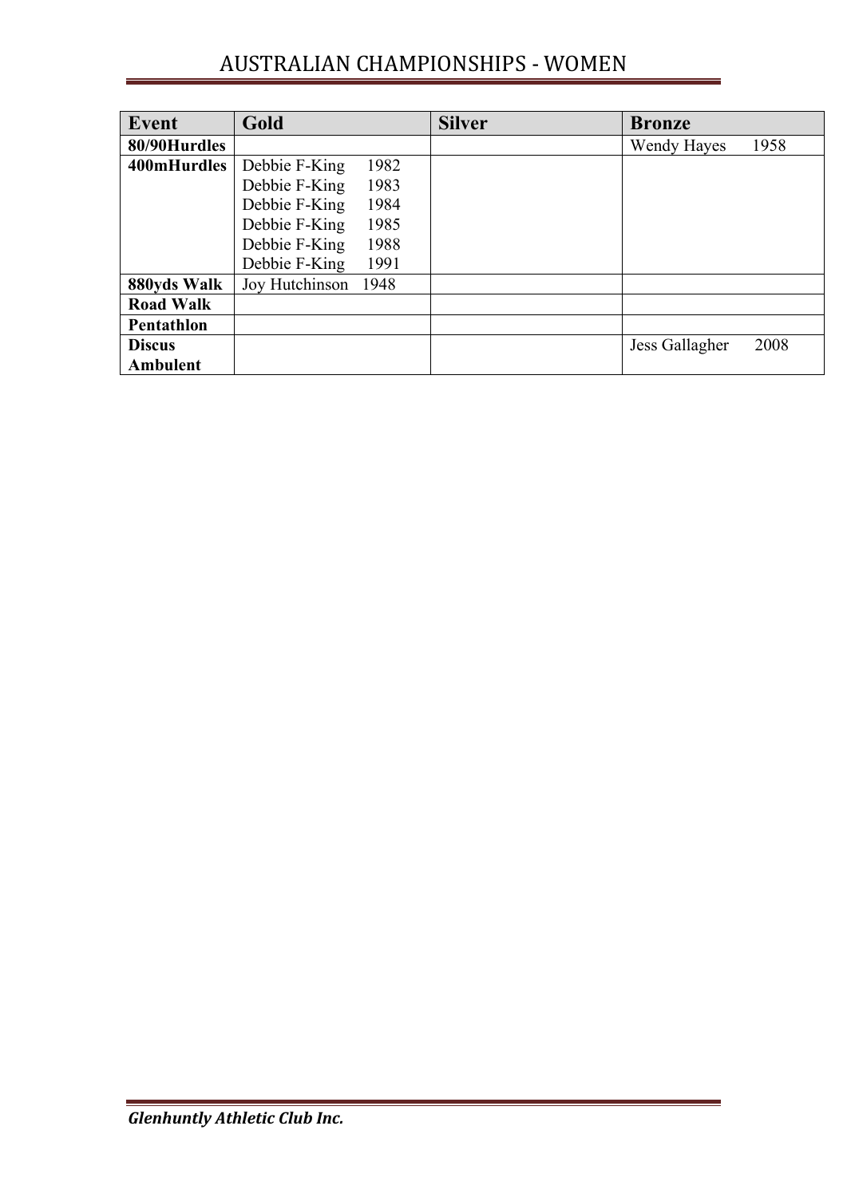# AUSTRALIAN CHAMPIONSHIPS - WOMEN

| Event | Gold | Silver | Bronze |
|---|---|---|---|
| **80/90Hurdles** | | | Wendy Hayes 1958 |
| **400mHurdles** | Debbie F-King 1982<br>Debbie F-King 1983<br>Debbie F-King 1984<br>Debbie F-King 1985<br>Debbie F-King 1988<br>Debbie F-King 1991 | | |
| **880yds Walk** | Joy Hutchinson 1948 | | |
| **Road Walk** | | | |
| **Pentathlon** | | | |
| **Discus Ambulent** | | | Jess Gallagher 2008 |